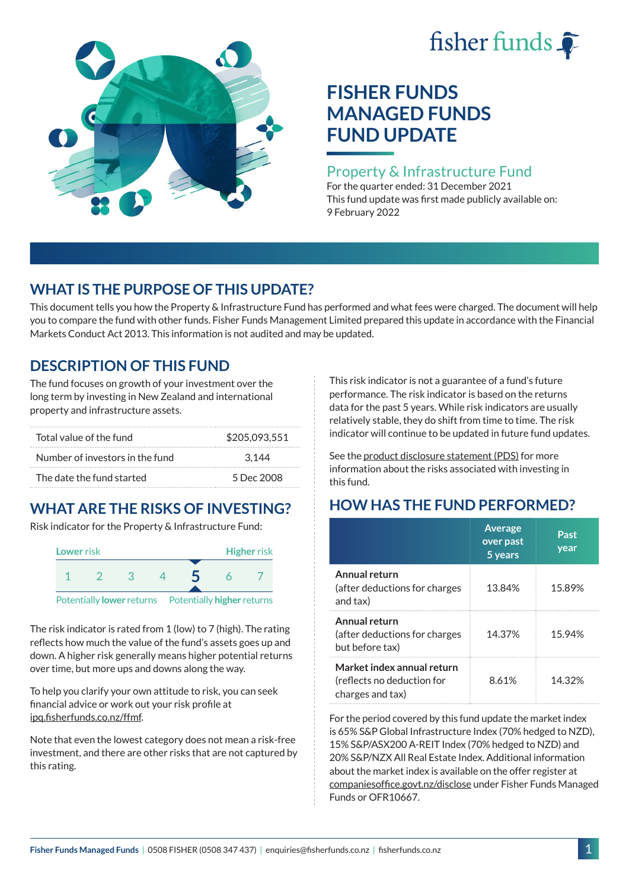fisher funds

# FISHER FUNDS MANAGED FUNDS FUND UPDATE

## Property & Infrastructure Fund

For the quarter ended: 31 December 2021

This fund update was first made publicly available on: 9 February 2022

## WHAT IS THE PURPOSE OF THIS UPDATE?

This document tells you how the Property & Infrastructure Fund has performed and what fees were charged. The document will help you to compare the fund with other funds. Fisher Funds Management Limited prepared this update in accordance with the Financial Markets Conduct Act 2013. This information is not audited and may be updated.

## DESCRIPTION OF THIS FUND

The fund focuses on growth of your investment over the long term by investing in New Zealand and international property and infrastructure assets.

| | |
|---|---|
| Total value of the fund | $205,093,551 |
| Number of investors in the fund | 3,144 |
| The date the fund started | 5 Dec 2008 |

## WHAT ARE THE RISKS OF INVESTING?

Risk indicator for the Property & Infrastructure Fund:

| Lower risk | | | | | | Higher risk |
|---|---|---|---|---|---|---|
| 1 | 2 | 3 | 4 | **5** | 6 | 7 |

Potentially lower returns — Potentially higher returns

The risk indicator is rated from 1 (low) to 7 (high). The rating reflects how much the value of the fund's assets goes up and down. A higher risk generally means higher potential returns over time, but more ups and downs along the way.

To help you clarify your own attitude to risk, you can seek financial advice or work out your risk profile at ipq.fisherfunds.co.nz/ffmf.

Note that even the lowest category does not mean a risk-free investment, and there are other risks that are not captured by this rating.

This risk indicator is not a guarantee of a fund's future performance. The risk indicator is based on the returns data for the past 5 years. While risk indicators are usually relatively stable, they do shift from time to time. The risk indicator will continue to be updated in future fund updates.

See the product disclosure statement (PDS) for more information about the risks associated with investing in this fund.

## HOW HAS THE FUND PERFORMED?

| | Average over past 5 years | Past year |
|---|---|---|
| **Annual return** (after deductions for charges and tax) | 13.84% | 15.89% |
| **Annual return** (after deductions for charges but before tax) | 14.37% | 15.94% |
| **Market index annual return** (reflects no deduction for charges and tax) | 8.61% | 14.32% |

For the period covered by this fund update the market index is 65% S&P Global Infrastructure Index (70% hedged to NZD), 15% S&P/ASX200 A-REIT Index (70% hedged to NZD) and 20% S&P/NZX All Real Estate Index. Additional information about the market index is available on the offer register at companiesoffice.govt.nz/disclose under Fisher Funds Managed Funds or OFR10667.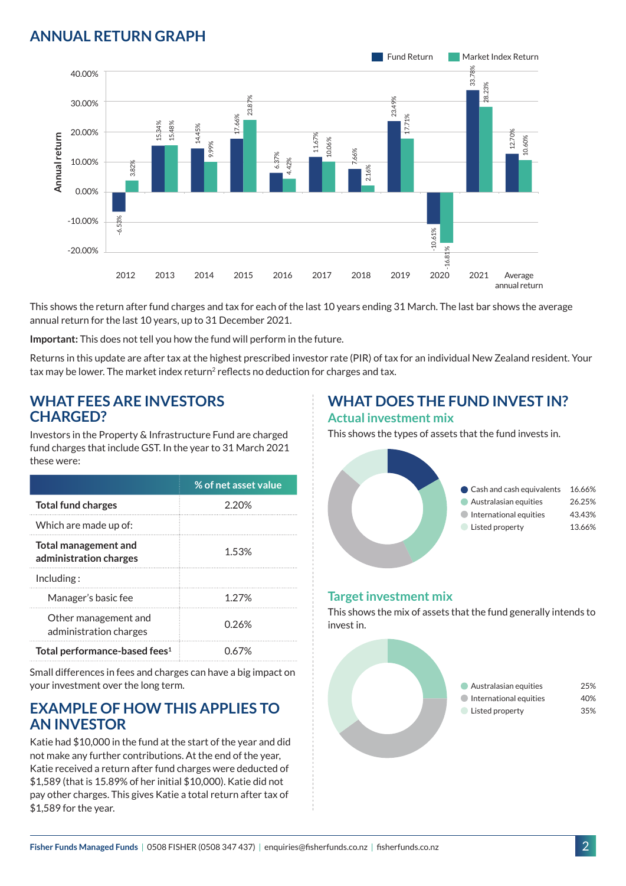## ANNUAL RETURN GRAPH

| Year | Fund Return | Market Index Return |
|---|---|---|
| 2012 | -6.53% | 3.82% |
| 2013 | 15.34% | 15.48% |
| 2014 | 14.45% | 9.99% |
| 2015 | 17.66% | 23.87% |
| 2016 | 6.37% | 4.42% |
| 2017 | 11.67% | 10.06% |
| 2018 | 7.66% | 2.16% |
| 2019 | 23.49% | 17.71% |
| 2020 | -10.61% | -16.81% |
| 2021 | 33.78% | 28.23% |
| Average annual return | 12.70% | 10.60% |

This shows the return after fund charges and tax for each of the last 10 years ending 31 March. The last bar shows the average annual return for the last 10 years, up to 31 December 2021.

**Important:** This does not tell you how the fund will perform in the future.

Returns in this update are after tax at the highest prescribed investor rate (PIR) of tax for an individual New Zealand resident. Your tax may be lower. The market index return[2] reflects no deduction for charges and tax.

## WHAT FEES ARE INVESTORS CHARGED?

Investors in the Property & Infrastructure Fund are charged fund charges that include GST. In the year to 31 March 2021 these were:

| | % of net asset value |
|---|---|
| **Total fund charges** | 2.20% |
| Which are made up of: | |
| **Total management and administration charges** | 1.53% |
| Including: | |
| Manager's basic fee | 1.27% |
| Other management and administration charges | 0.26% |
| **Total performance-based fees[1]** | 0.67% |

Small differences in fees and charges can have a big impact on your investment over the long term.

## EXAMPLE OF HOW THIS APPLIES TO AN INVESTOR

Katie had $10,000 in the fund at the start of the year and did not make any further contributions. At the end of the year, Katie received a return after fund charges were deducted of $1,589 (that is 15.89% of her initial $10,000). Katie did not pay other charges. This gives Katie a total return after tax of $1,589 for the year.

## WHAT DOES THE FUND INVEST IN?

### Actual investment mix

This shows the types of assets that the fund invests in.

| Asset | % |
|---|---|
| Cash and cash equivalents | 16.66% |
| Australasian equities | 26.25% |
| International equities | 43.43% |
| Listed property | 13.66% |

### Target investment mix

This shows the mix of assets that the fund generally intends to invest in.

| Asset | % |
|---|---|
| Australasian equities | 25% |
| International equities | 40% |
| Listed property | 35% |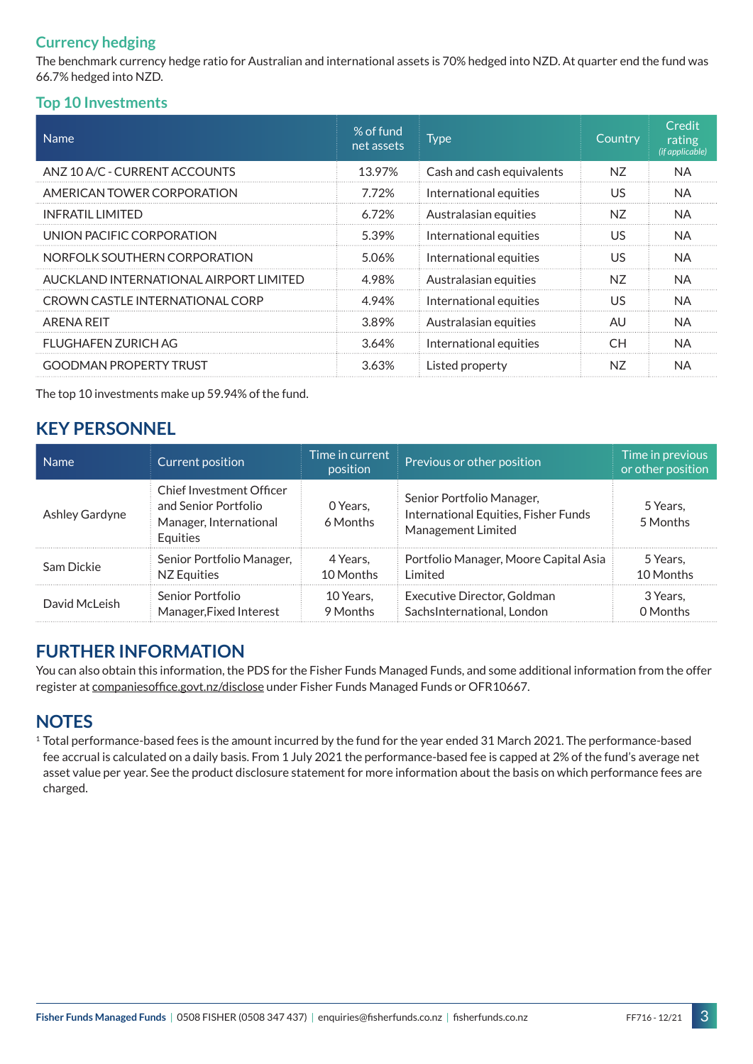## Currency hedging

The benchmark currency hedge ratio for Australian and international assets is 70% hedged into NZD. At quarter end the fund was 66.7% hedged into NZD.

## Top 10 Investments

| Name | % of fund net assets | Type | Country | Credit rating *(if applicable)* |
|---|---|---|---|---|
| ANZ 10 A/C - CURRENT ACCOUNTS | 13.97% | Cash and cash equivalents | NZ | NA |
| AMERICAN TOWER CORPORATION | 7.72% | International equities | US | NA |
| INFRATIL LIMITED | 6.72% | Australasian equities | NZ | NA |
| UNION PACIFIC CORPORATION | 5.39% | International equities | US | NA |
| NORFOLK SOUTHERN CORPORATION | 5.06% | International equities | US | NA |
| AUCKLAND INTERNATIONAL AIRPORT LIMITED | 4.98% | Australasian equities | NZ | NA |
| CROWN CASTLE INTERNATIONAL CORP | 4.94% | International equities | US | NA |
| ARENA REIT | 3.89% | Australasian equities | AU | NA |
| FLUGHAFEN ZURICH AG | 3.64% | International equities | CH | NA |
| GOODMAN PROPERTY TRUST | 3.63% | Listed property | NZ | NA |

The top 10 investments make up 59.94% of the fund.

## KEY PERSONNEL

| Name | Current position | Time in current position | Previous or other position | Time in previous or other position |
|---|---|---|---|---|
| Ashley Gardyne | Chief Investment Officer and Senior Portfolio Manager, International Equities | 0 Years, 6 Months | Senior Portfolio Manager, International Equities, Fisher Funds Management Limited | 5 Years, 5 Months |
| Sam Dickie | Senior Portfolio Manager, NZ Equities | 4 Years, 10 Months | Portfolio Manager, Moore Capital Asia Limited | 5 Years, 10 Months |
| David McLeish | Senior Portfolio Manager,Fixed Interest | 10 Years, 9 Months | Executive Director, Goldman SachsInternational, London | 3 Years, 0 Months |

## FURTHER INFORMATION

You can also obtain this information, the PDS for the Fisher Funds Managed Funds, and some additional information from the offer register at companiesoffice.govt.nz/disclose under Fisher Funds Managed Funds or OFR10667.

## NOTES

[1] Total performance-based fees is the amount incurred by the fund for the year ended 31 March 2021. The performance-based fee accrual is calculated on a daily basis. From 1 July 2021 the performance-based fee is capped at 2% of the fund's average net asset value per year. See the product disclosure statement for more information about the basis on which performance fees are charged.